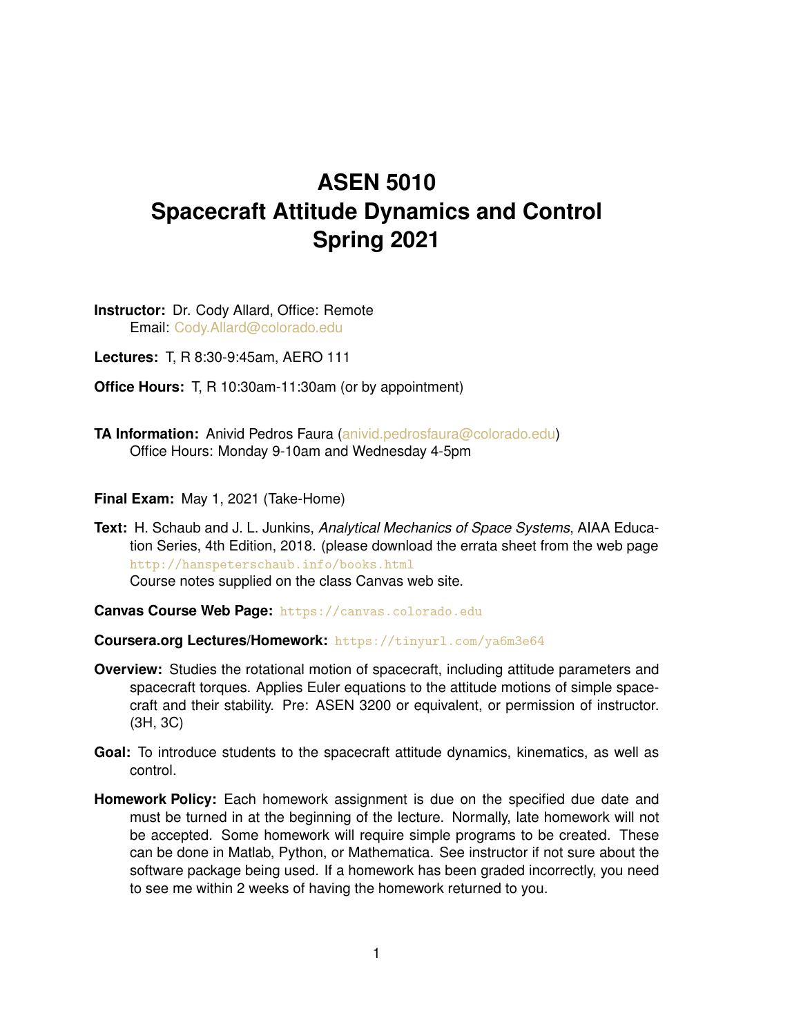# ASEN 5010
# Spacecraft Attitude Dynamics and Control
# Spring 2021

**Instructor:** Dr. Cody Allard, Office: Remote
Email: Cody.Allard@colorado.edu

**Lectures:** T, R 8:30-9:45am, AERO 111

**Office Hours:** T, R 10:30am-11:30am (or by appointment)

**TA Information:** Anivid Pedros Faura (anivid.pedrosfaura@colorado.edu)
Office Hours: Monday 9-10am and Wednesday 4-5pm

**Final Exam:** May 1, 2021 (Take-Home)

**Text:** H. Schaub and J. L. Junkins, *Analytical Mechanics of Space Systems*, AIAA Education Series, 4th Edition, 2018. (please download the errata sheet from the web page `http://hanspeterschaub.info/books.html`
Course notes supplied on the class Canvas web site.

**Canvas Course Web Page:** `https://canvas.colorado.edu`

**Coursera.org Lectures/Homework:** `https://tinyurl.com/ya6m3e64`

**Overview:** Studies the rotational motion of spacecraft, including attitude parameters and spacecraft torques. Applies Euler equations to the attitude motions of simple spacecraft and their stability. Pre: ASEN 3200 or equivalent, or permission of instructor. (3H, 3C)

**Goal:** To introduce students to the spacecraft attitude dynamics, kinematics, as well as control.

**Homework Policy:** Each homework assignment is due on the specified due date and must be turned in at the beginning of the lecture. Normally, late homework will not be accepted. Some homework will require simple programs to be created. These can be done in Matlab, Python, or Mathematica. See instructor if not sure about the software package being used. If a homework has been graded incorrectly, you need to see me within 2 weeks of having the homework returned to you.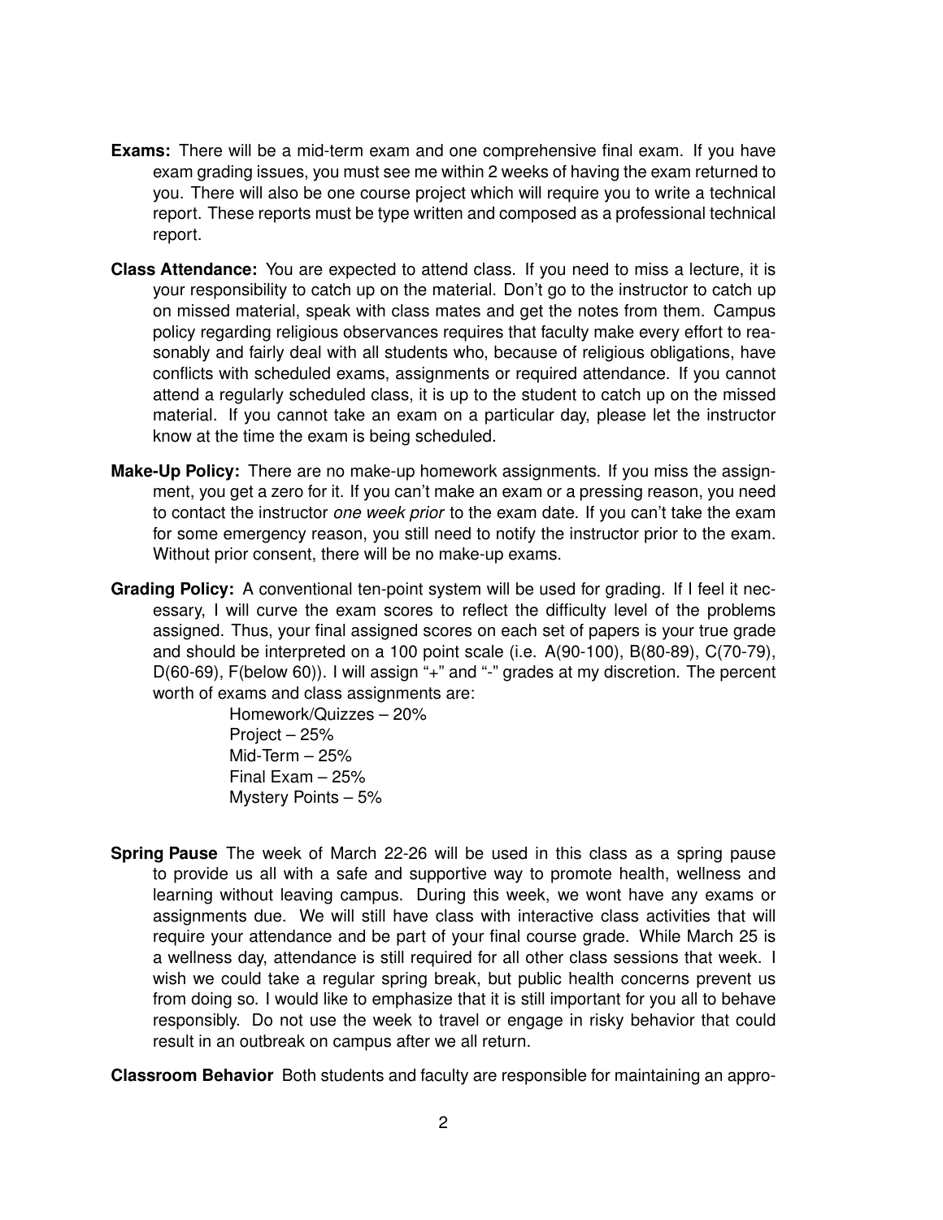**Exams:** There will be a mid-term exam and one comprehensive final exam. If you have exam grading issues, you must see me within 2 weeks of having the exam returned to you. There will also be one course project which will require you to write a technical report. These reports must be type written and composed as a professional technical report.

**Class Attendance:** You are expected to attend class. If you need to miss a lecture, it is your responsibility to catch up on the material. Don't go to the instructor to catch up on missed material, speak with class mates and get the notes from them. Campus policy regarding religious observances requires that faculty make every effort to reasonably and fairly deal with all students who, because of religious obligations, have conflicts with scheduled exams, assignments or required attendance. If you cannot attend a regularly scheduled class, it is up to the student to catch up on the missed material. If you cannot take an exam on a particular day, please let the instructor know at the time the exam is being scheduled.

**Make-Up Policy:** There are no make-up homework assignments. If you miss the assignment, you get a zero for it. If you can't make an exam or a pressing reason, you need to contact the instructor *one week prior* to the exam date. If you can't take the exam for some emergency reason, you still need to notify the instructor prior to the exam. Without prior consent, there will be no make-up exams.

**Grading Policy:** A conventional ten-point system will be used for grading. If I feel it necessary, I will curve the exam scores to reflect the difficulty level of the problems assigned. Thus, your final assigned scores on each set of papers is your true grade and should be interpreted on a 100 point scale (i.e. A(90-100), B(80-89), C(70-79), D(60-69), F(below 60)). I will assign "+" and "-" grades at my discretion. The percent worth of exams and class assignments are:

Homework/Quizzes – 20%
Project – 25%
Mid-Term – 25%
Final Exam – 25%
Mystery Points – 5%

**Spring Pause** The week of March 22-26 will be used in this class as a spring pause to provide us all with a safe and supportive way to promote health, wellness and learning without leaving campus. During this week, we wont have any exams or assignments due. We will still have class with interactive class activities that will require your attendance and be part of your final course grade. While March 25 is a wellness day, attendance is still required for all other class sessions that week. I wish we could take a regular spring break, but public health concerns prevent us from doing so. I would like to emphasize that it is still important for you all to behave responsibly. Do not use the week to travel or engage in risky behavior that could result in an outbreak on campus after we all return.

**Classroom Behavior** Both students and faculty are responsible for maintaining an appro-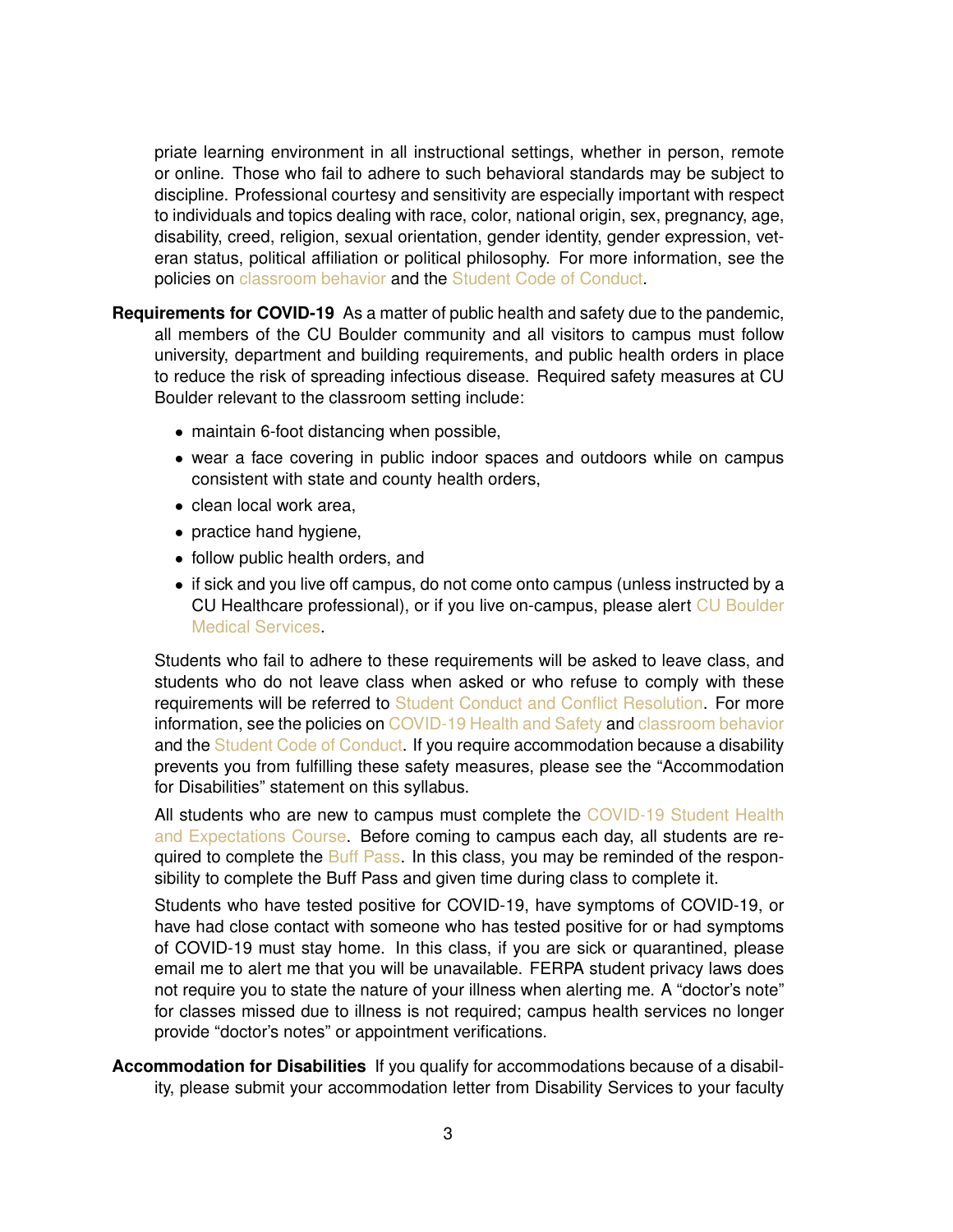priate learning environment in all instructional settings, whether in person, remote or online. Those who fail to adhere to such behavioral standards may be subject to discipline. Professional courtesy and sensitivity are especially important with respect to individuals and topics dealing with race, color, national origin, sex, pregnancy, age, disability, creed, religion, sexual orientation, gender identity, gender expression, veteran status, political affiliation or political philosophy. For more information, see the policies on classroom behavior and the Student Code of Conduct.

**Requirements for COVID-19** As a matter of public health and safety due to the pandemic, all members of the CU Boulder community and all visitors to campus must follow university, department and building requirements, and public health orders in place to reduce the risk of spreading infectious disease. Required safety measures at CU Boulder relevant to the classroom setting include:

- maintain 6-foot distancing when possible,
- wear a face covering in public indoor spaces and outdoors while on campus consistent with state and county health orders,
- clean local work area,
- practice hand hygiene,
- follow public health orders, and
- if sick and you live off campus, do not come onto campus (unless instructed by a CU Healthcare professional), or if you live on-campus, please alert CU Boulder Medical Services.

Students who fail to adhere to these requirements will be asked to leave class, and students who do not leave class when asked or who refuse to comply with these requirements will be referred to Student Conduct and Conflict Resolution. For more information, see the policies on COVID-19 Health and Safety and classroom behavior and the Student Code of Conduct. If you require accommodation because a disability prevents you from fulfilling these safety measures, please see the "Accommodation for Disabilities" statement on this syllabus.

All students who are new to campus must complete the COVID-19 Student Health and Expectations Course. Before coming to campus each day, all students are required to complete the Buff Pass. In this class, you may be reminded of the responsibility to complete the Buff Pass and given time during class to complete it.

Students who have tested positive for COVID-19, have symptoms of COVID-19, or have had close contact with someone who has tested positive for or had symptoms of COVID-19 must stay home. In this class, if you are sick or quarantined, please email me to alert me that you will be unavailable. FERPA student privacy laws does not require you to state the nature of your illness when alerting me. A "doctor's note" for classes missed due to illness is not required; campus health services no longer provide "doctor's notes" or appointment verifications.

**Accommodation for Disabilities** If you qualify for accommodations because of a disability, please submit your accommodation letter from Disability Services to your faculty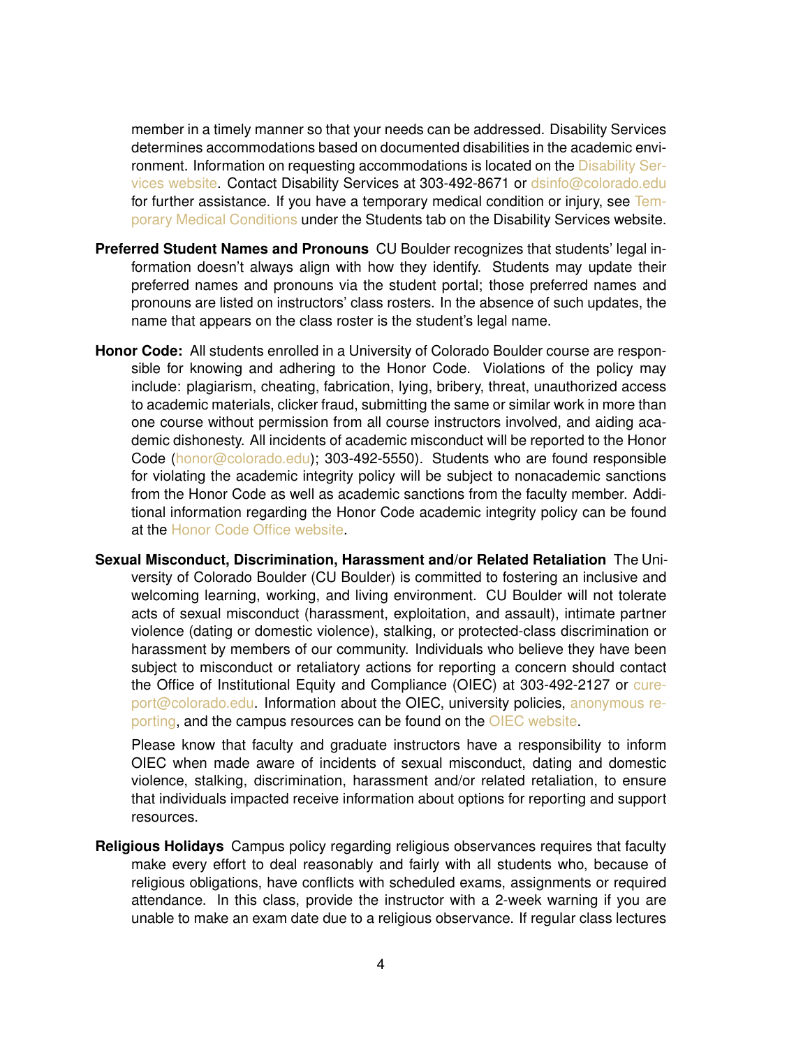member in a timely manner so that your needs can be addressed. Disability Services determines accommodations based on documented disabilities in the academic environment. Information on requesting accommodations is located on the Disability Services website. Contact Disability Services at 303-492-8671 or dsinfo@colorado.edu for further assistance. If you have a temporary medical condition or injury, see Temporary Medical Conditions under the Students tab on the Disability Services website.

**Preferred Student Names and Pronouns** CU Boulder recognizes that students' legal information doesn't always align with how they identify. Students may update their preferred names and pronouns via the student portal; those preferred names and pronouns are listed on instructors' class rosters. In the absence of such updates, the name that appears on the class roster is the student's legal name.

**Honor Code:** All students enrolled in a University of Colorado Boulder course are responsible for knowing and adhering to the Honor Code. Violations of the policy may include: plagiarism, cheating, fabrication, lying, bribery, threat, unauthorized access to academic materials, clicker fraud, submitting the same or similar work in more than one course without permission from all course instructors involved, and aiding academic dishonesty. All incidents of academic misconduct will be reported to the Honor Code (honor@colorado.edu); 303-492-5550). Students who are found responsible for violating the academic integrity policy will be subject to nonacademic sanctions from the Honor Code as well as academic sanctions from the faculty member. Additional information regarding the Honor Code academic integrity policy can be found at the Honor Code Office website.

**Sexual Misconduct, Discrimination, Harassment and/or Related Retaliation** The University of Colorado Boulder (CU Boulder) is committed to fostering an inclusive and welcoming learning, working, and living environment. CU Boulder will not tolerate acts of sexual misconduct (harassment, exploitation, and assault), intimate partner violence (dating or domestic violence), stalking, or protected-class discrimination or harassment by members of our community. Individuals who believe they have been subject to misconduct or retaliatory actions for reporting a concern should contact the Office of Institutional Equity and Compliance (OIEC) at 303-492-2127 or cureport@colorado.edu. Information about the OIEC, university policies, anonymous reporting, and the campus resources can be found on the OIEC website.

Please know that faculty and graduate instructors have a responsibility to inform OIEC when made aware of incidents of sexual misconduct, dating and domestic violence, stalking, discrimination, harassment and/or related retaliation, to ensure that individuals impacted receive information about options for reporting and support resources.

**Religious Holidays** Campus policy regarding religious observances requires that faculty make every effort to deal reasonably and fairly with all students who, because of religious obligations, have conflicts with scheduled exams, assignments or required attendance. In this class, provide the instructor with a 2-week warning if you are unable to make an exam date due to a religious observance. If regular class lectures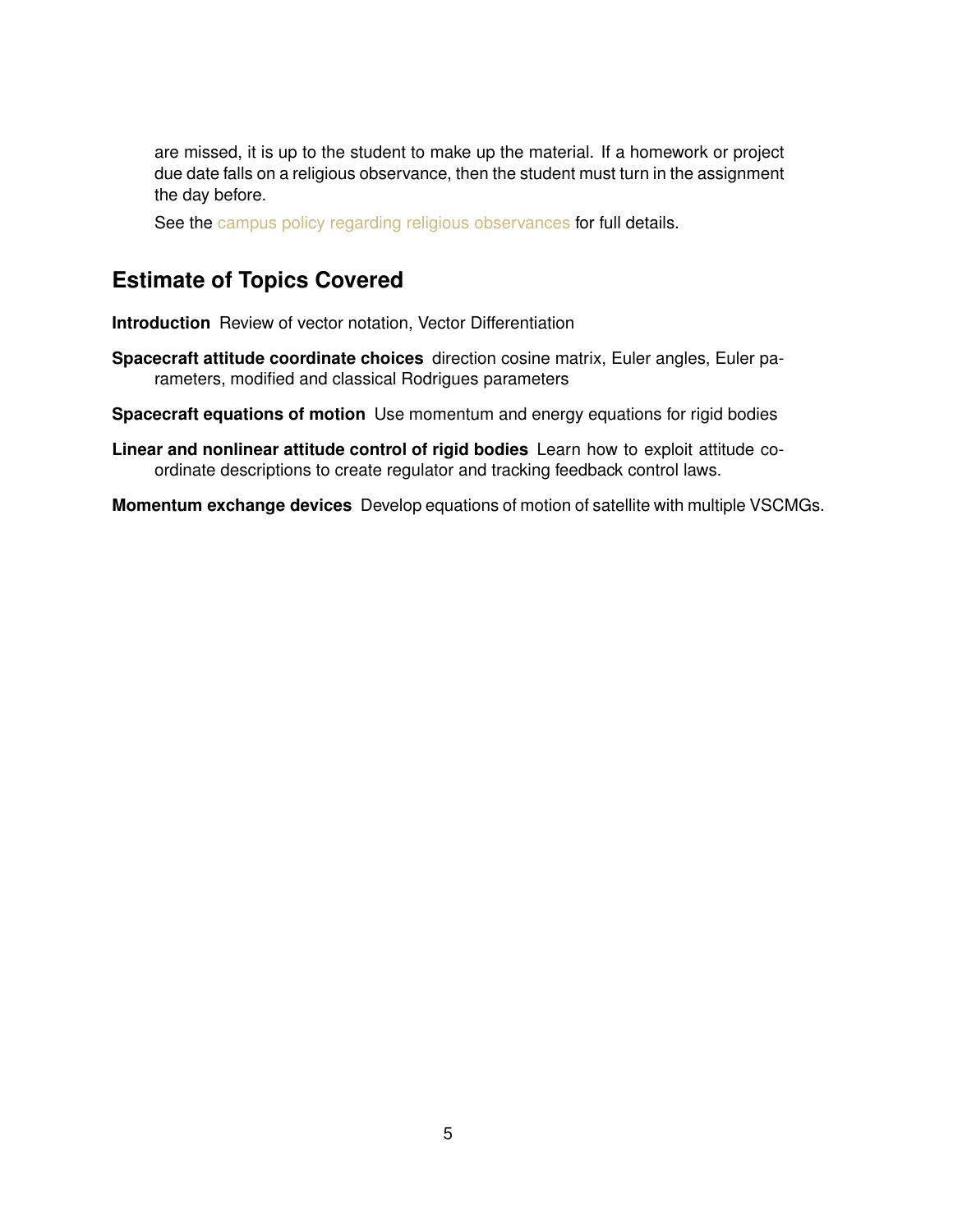are missed, it is up to the student to make up the material. If a homework or project due date falls on a religious observance, then the student must turn in the assignment the day before.

See the campus policy regarding religious observances for full details.

## Estimate of Topics Covered

**Introduction** Review of vector notation, Vector Differentiation

**Spacecraft attitude coordinate choices** direction cosine matrix, Euler angles, Euler parameters, modified and classical Rodrigues parameters

**Spacecraft equations of motion** Use momentum and energy equations for rigid bodies

**Linear and nonlinear attitude control of rigid bodies** Learn how to exploit attitude coordinate descriptions to create regulator and tracking feedback control laws.

**Momentum exchange devices** Develop equations of motion of satellite with multiple VSCMGs.